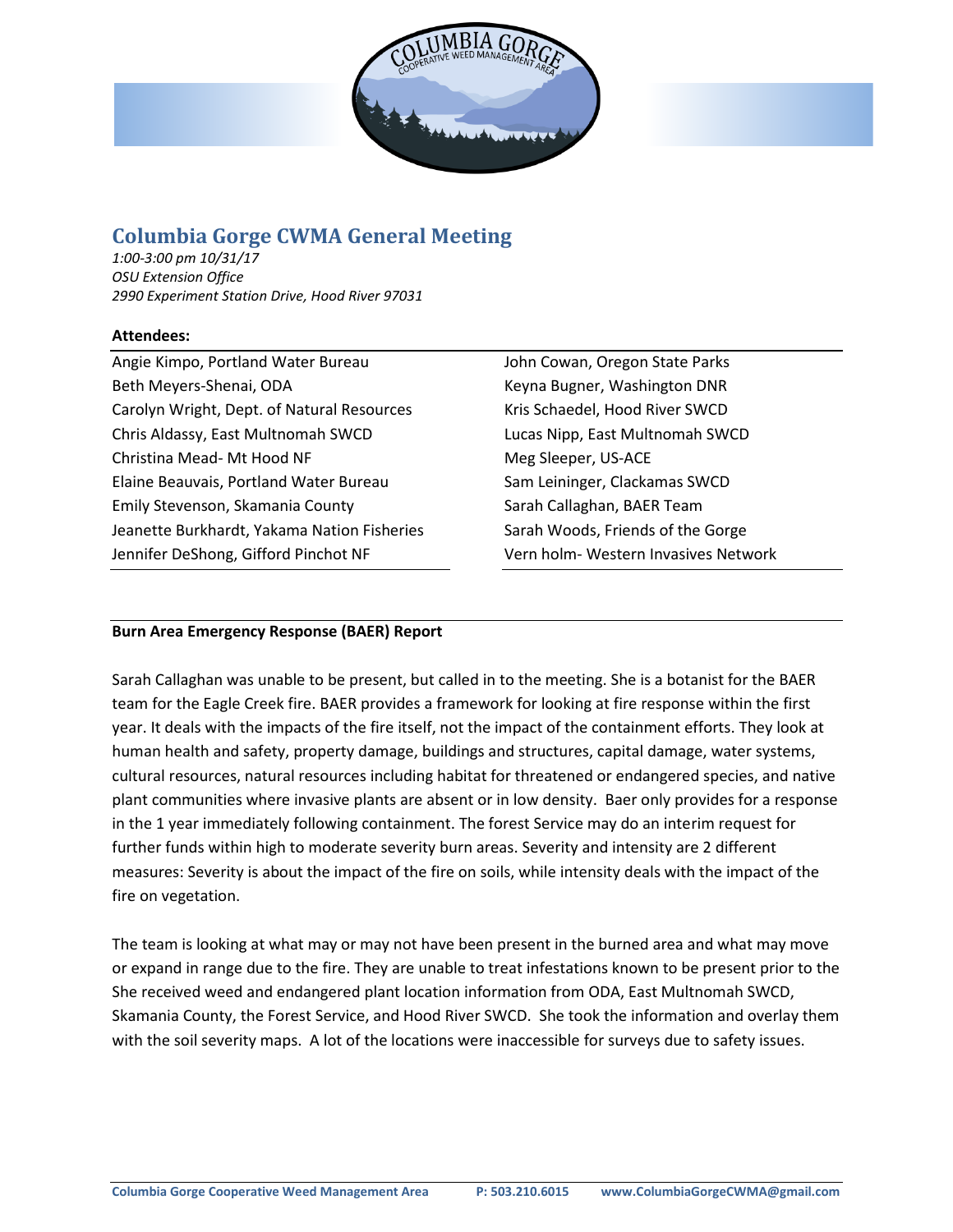# Columbia Gorge CWMA General Meeting

*1:00-3:00 pm 10/31/17*
*OSU Extension Office*
*2990 Experiment Station Drive, Hood River 97031*

**Attendees:**

| | |
|---|---|
| Angie Kimpo, Portland Water Bureau | John Cowan, Oregon State Parks |
| Beth Meyers-Shenai, ODA | Keyna Bugner, Washington DNR |
| Carolyn Wright, Dept. of Natural Resources | Kris Schaedel, Hood River SWCD |
| Chris Aldassy, East Multnomah SWCD | Lucas Nipp, East Multnomah SWCD |
| Christina Mead- Mt Hood NF | Meg Sleeper, US-ACE |
| Elaine Beauvais, Portland Water Bureau | Sam Leininger, Clackamas SWCD |
| Emily Stevenson, Skamania County | Sarah Callaghan, BAER Team |
| Jeanette Burkhardt, Yakama Nation Fisheries | Sarah Woods, Friends of the Gorge |
| Jennifer DeShong, Gifford Pinchot NF | Vern holm- Western Invasives Network |

**Burn Area Emergency Response (BAER) Report**

Sarah Callaghan was unable to be present, but called in to the meeting. She is a botanist for the BAER team for the Eagle Creek fire. BAER provides a framework for looking at fire response within the first year. It deals with the impacts of the fire itself, not the impact of the containment efforts. They look at human health and safety, property damage, buildings and structures, capital damage, water systems, cultural resources, natural resources including habitat for threatened or endangered species, and native plant communities where invasive plants are absent or in low density. Baer only provides for a response in the 1 year immediately following containment. The forest Service may do an interim request for further funds within high to moderate severity burn areas. Severity and intensity are 2 different measures: Severity is about the impact of the fire on soils, while intensity deals with the impact of the fire on vegetation.

The team is looking at what may or may not have been present in the burned area and what may move or expand in range due to the fire. They are unable to treat infestations known to be present prior to the She received weed and endangered plant location information from ODA, East Multnomah SWCD, Skamania County, the Forest Service, and Hood River SWCD. She took the information and overlay them with the soil severity maps. A lot of the locations were inaccessible for surveys due to safety issues.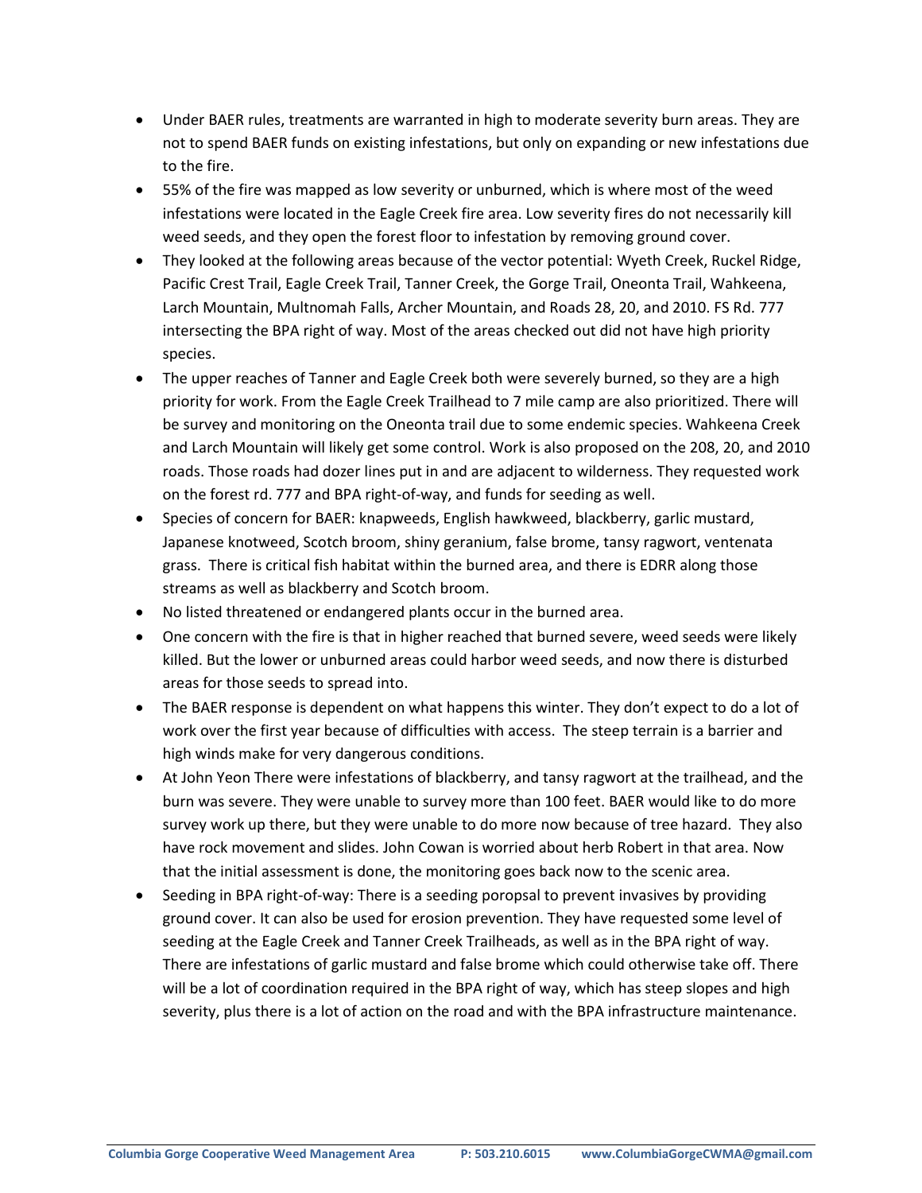- Under BAER rules, treatments are warranted in high to moderate severity burn areas. They are not to spend BAER funds on existing infestations, but only on expanding or new infestations due to the fire.
- 55% of the fire was mapped as low severity or unburned, which is where most of the weed infestations were located in the Eagle Creek fire area. Low severity fires do not necessarily kill weed seeds, and they open the forest floor to infestation by removing ground cover.
- They looked at the following areas because of the vector potential: Wyeth Creek, Ruckel Ridge, Pacific Crest Trail, Eagle Creek Trail, Tanner Creek, the Gorge Trail, Oneonta Trail, Wahkeena, Larch Mountain, Multnomah Falls, Archer Mountain, and Roads 28, 20, and 2010. FS Rd. 777 intersecting the BPA right of way. Most of the areas checked out did not have high priority species.
- The upper reaches of Tanner and Eagle Creek both were severely burned, so they are a high priority for work. From the Eagle Creek Trailhead to 7 mile camp are also prioritized. There will be survey and monitoring on the Oneonta trail due to some endemic species. Wahkeena Creek and Larch Mountain will likely get some control. Work is also proposed on the 208, 20, and 2010 roads. Those roads had dozer lines put in and are adjacent to wilderness. They requested work on the forest rd. 777 and BPA right-of-way, and funds for seeding as well.
- Species of concern for BAER: knapweeds, English hawkweed, blackberry, garlic mustard, Japanese knotweed, Scotch broom, shiny geranium, false brome, tansy ragwort, ventenata grass. There is critical fish habitat within the burned area, and there is EDRR along those streams as well as blackberry and Scotch broom.
- No listed threatened or endangered plants occur in the burned area.
- One concern with the fire is that in higher reached that burned severe, weed seeds were likely killed. But the lower or unburned areas could harbor weed seeds, and now there is disturbed areas for those seeds to spread into.
- The BAER response is dependent on what happens this winter. They don't expect to do a lot of work over the first year because of difficulties with access. The steep terrain is a barrier and high winds make for very dangerous conditions.
- At John Yeon There were infestations of blackberry, and tansy ragwort at the trailhead, and the burn was severe. They were unable to survey more than 100 feet. BAER would like to do more survey work up there, but they were unable to do more now because of tree hazard. They also have rock movement and slides. John Cowan is worried about herb Robert in that area. Now that the initial assessment is done, the monitoring goes back now to the scenic area.
- Seeding in BPA right-of-way: There is a seeding poropsal to prevent invasives by providing ground cover. It can also be used for erosion prevention. They have requested some level of seeding at the Eagle Creek and Tanner Creek Trailheads, as well as in the BPA right of way. There are infestations of garlic mustard and false brome which could otherwise take off. There will be a lot of coordination required in the BPA right of way, which has steep slopes and high severity, plus there is a lot of action on the road and with the BPA infrastructure maintenance.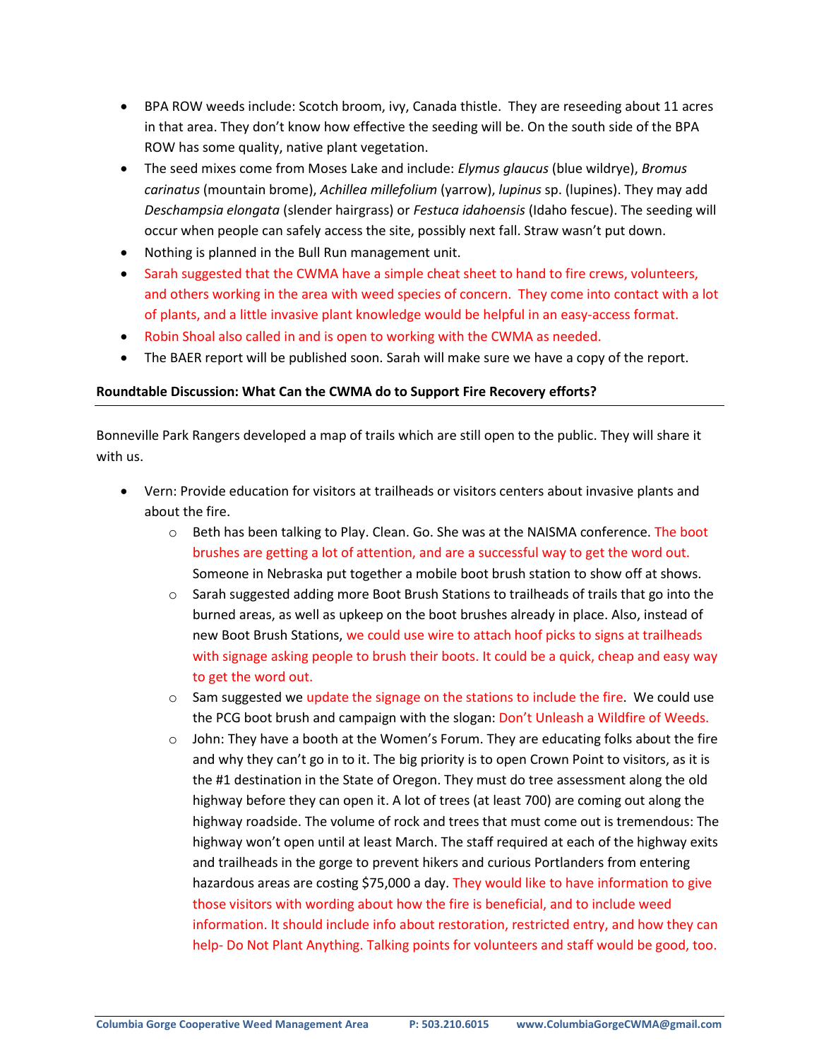- BPA ROW weeds include: Scotch broom, ivy, Canada thistle. They are reseeding about 11 acres in that area. They don't know how effective the seeding will be. On the south side of the BPA ROW has some quality, native plant vegetation.
- The seed mixes come from Moses Lake and include: *Elymus glaucus* (blue wildrye), *Bromus carinatus* (mountain brome), *Achillea millefolium* (yarrow), *lupinus* sp. (lupines). They may add *Deschampsia elongata* (slender hairgrass) or *Festuca idahoensis* (Idaho fescue). The seeding will occur when people can safely access the site, possibly next fall. Straw wasn't put down.
- Nothing is planned in the Bull Run management unit.
- Sarah suggested that the CWMA have a simple cheat sheet to hand to fire crews, volunteers, and others working in the area with weed species of concern. They come into contact with a lot of plants, and a little invasive plant knowledge would be helpful in an easy-access format.
- Robin Shoal also called in and is open to working with the CWMA as needed.
- The BAER report will be published soon. Sarah will make sure we have a copy of the report.

**Roundtable Discussion: What Can the CWMA do to Support Fire Recovery efforts?**

Bonneville Park Rangers developed a map of trails which are still open to the public. They will share it with us.

- Vern: Provide education for visitors at trailheads or visitors centers about invasive plants and about the fire.
  - Beth has been talking to Play. Clean. Go. She was at the NAISMA conference. The boot brushes are getting a lot of attention, and are a successful way to get the word out. Someone in Nebraska put together a mobile boot brush station to show off at shows.
  - Sarah suggested adding more Boot Brush Stations to trailheads of trails that go into the burned areas, as well as upkeep on the boot brushes already in place. Also, instead of new Boot Brush Stations, we could use wire to attach hoof picks to signs at trailheads with signage asking people to brush their boots. It could be a quick, cheap and easy way to get the word out.
  - Sam suggested we update the signage on the stations to include the fire. We could use the PCG boot brush and campaign with the slogan: Don't Unleash a Wildfire of Weeds.
  - John: They have a booth at the Women's Forum. They are educating folks about the fire and why they can't go in to it. The big priority is to open Crown Point to visitors, as it is the #1 destination in the State of Oregon. They must do tree assessment along the old highway before they can open it. A lot of trees (at least 700) are coming out along the highway roadside. The volume of rock and trees that must come out is tremendous: The highway won't open until at least March. The staff required at each of the highway exits and trailheads in the gorge to prevent hikers and curious Portlanders from entering hazardous areas are costing $75,000 a day. They would like to have information to give those visitors with wording about how the fire is beneficial, and to include weed information. It should include info about restoration, restricted entry, and how they can help- Do Not Plant Anything. Talking points for volunteers and staff would be good, too.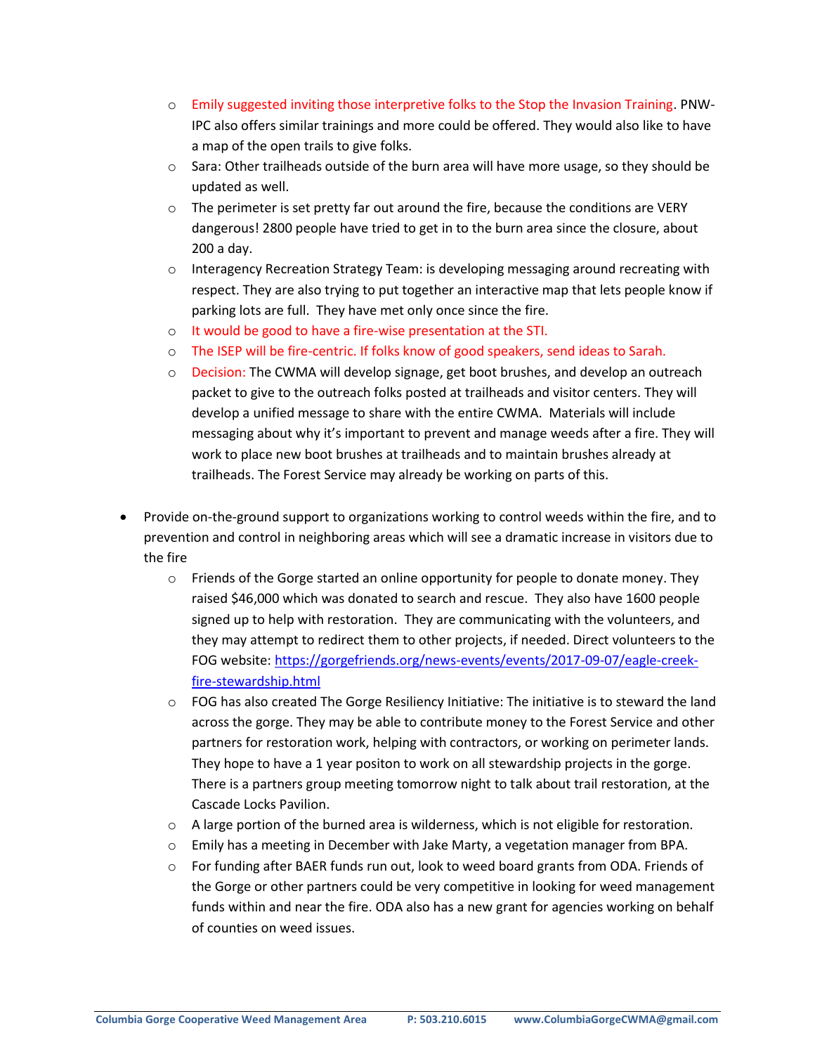- Emily suggested inviting those interpretive folks to the Stop the Invasion Training. PNW-IPC also offers similar trainings and more could be offered. They would also like to have a map of the open trails to give folks.
  - Sara: Other trailheads outside of the burn area will have more usage, so they should be updated as well.
  - The perimeter is set pretty far out around the fire, because the conditions are VERY dangerous! 2800 people have tried to get in to the burn area since the closure, about 200 a day.
  - Interagency Recreation Strategy Team: is developing messaging around recreating with respect. They are also trying to put together an interactive map that lets people know if parking lots are full. They have met only once since the fire.
  - It would be good to have a fire-wise presentation at the STI.
  - The ISEP will be fire-centric. If folks know of good speakers, send ideas to Sarah.
  - Decision: The CWMA will develop signage, get boot brushes, and develop an outreach packet to give to the outreach folks posted at trailheads and visitor centers. They will develop a unified message to share with the entire CWMA. Materials will include messaging about why it's important to prevent and manage weeds after a fire. They will work to place new boot brushes at trailheads and to maintain brushes already at trailheads. The Forest Service may already be working on parts of this.

- Provide on-the-ground support to organizations working to control weeds within the fire, and to prevention and control in neighboring areas which will see a dramatic increase in visitors due to the fire
  - Friends of the Gorge started an online opportunity for people to donate money. They raised $46,000 which was donated to search and rescue. They also have 1600 people signed up to help with restoration. They are communicating with the volunteers, and they may attempt to redirect them to other projects, if needed. Direct volunteers to the FOG website: [https://gorgefriends.org/news-events/events/2017-09-07/eagle-creek-fire-stewardship.html](https://gorgefriends.org/news-events/events/2017-09-07/eagle-creek-fire-stewardship.html)
  - FOG has also created The Gorge Resiliency Initiative: The initiative is to steward the land across the gorge. They may be able to contribute money to the Forest Service and other partners for restoration work, helping with contractors, or working on perimeter lands. They hope to have a 1 year positon to work on all stewardship projects in the gorge. There is a partners group meeting tomorrow night to talk about trail restoration, at the Cascade Locks Pavilion.
  - A large portion of the burned area is wilderness, which is not eligible for restoration.
  - Emily has a meeting in December with Jake Marty, a vegetation manager from BPA.
  - For funding after BAER funds run out, look to weed board grants from ODA. Friends of the Gorge or other partners could be very competitive in looking for weed management funds within and near the fire. ODA also has a new grant for agencies working on behalf of counties on weed issues.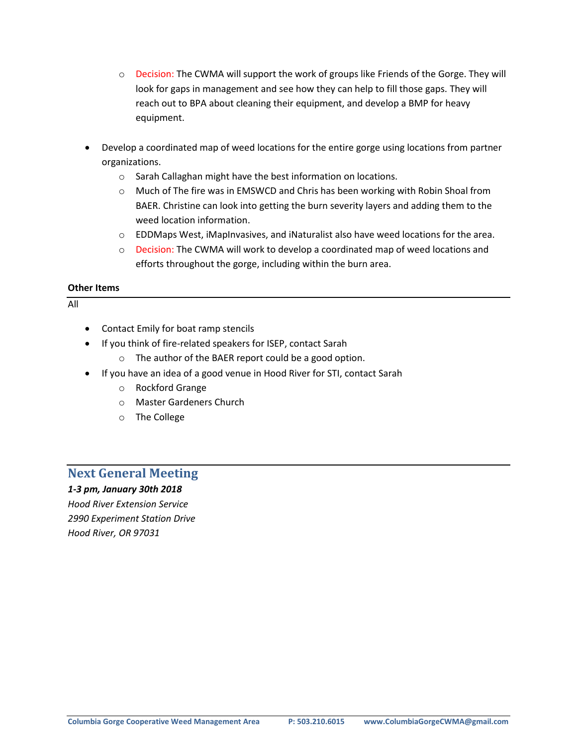- Decision: The CWMA will support the work of groups like Friends of the Gorge. They will look for gaps in management and see how they can help to fill those gaps. They will reach out to BPA about cleaning their equipment, and develop a BMP for heavy equipment.

- Develop a coordinated map of weed locations for the entire gorge using locations from partner organizations.
  - Sarah Callaghan might have the best information on locations.
  - Much of The fire was in EMSWCD and Chris has been working with Robin Shoal from BAER. Christine can look into getting the burn severity layers and adding them to the weed location information.
  - EDDMaps West, iMapInvasives, and iNaturalist also have weed locations for the area.
  - Decision: The CWMA will work to develop a coordinated map of weed locations and efforts throughout the gorge, including within the burn area.

**Other Items**

All

- Contact Emily for boat ramp stencils
- If you think of fire-related speakers for ISEP, contact Sarah
  - The author of the BAER report could be a good option.
- If you have an idea of a good venue in Hood River for STI, contact Sarah
  - Rockford Grange
  - Master Gardeners Church
  - The College

## Next General Meeting

***1-3 pm, January 30th 2018***

*Hood River Extension Service*
*2990 Experiment Station Drive*
*Hood River, OR 97031*